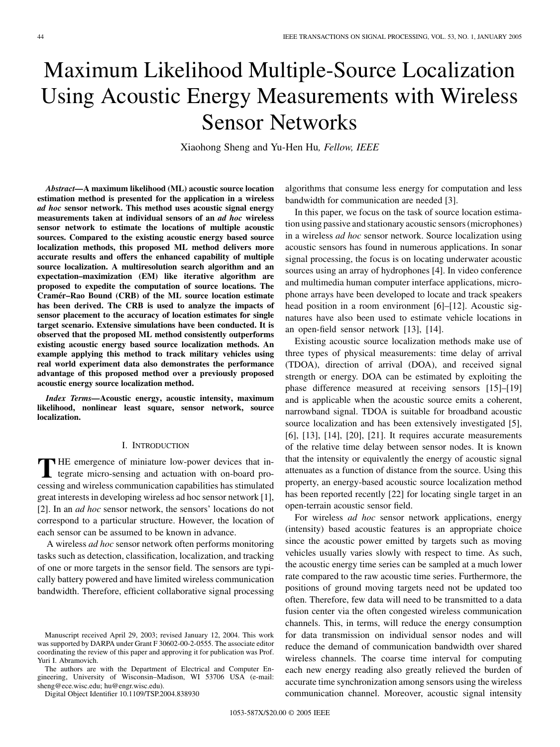# Maximum Likelihood Multiple-Source Localization Using Acoustic Energy Measurements with Wireless Sensor Networks

Xiaohong Sheng and Yu-Hen Hu, *Fellow, IEEE*

***Abstract*—A maximum likelihood (ML) acoustic source location estimation method is presented for the application in a wireless *ad hoc* sensor network. This method uses acoustic signal energy measurements taken at individual sensors of an *ad hoc* wireless sensor network to estimate the locations of multiple acoustic sources. Compared to the existing acoustic energy based source localization methods, this proposed ML method delivers more accurate results and offers the enhanced capability of multiple source localization. A multiresolution search algorithm and an expectation–maximization (EM) like iterative algorithm are proposed to expedite the computation of source locations. The Cramér–Rao Bound (CRB) of the ML source location estimate has been derived. The CRB is used to analyze the impacts of sensor placement to the accuracy of location estimates for single target scenario. Extensive simulations have been conducted. It is observed that the proposed ML method consistently outperforms existing acoustic energy based source localization methods. An example applying this method to track military vehicles using real world experiment data also demonstrates the performance advantage of this proposed method over a previously proposed acoustic energy source localization method.**

***Index Terms*—Acoustic energy, acoustic intensity, maximum likelihood, nonlinear least square, sensor network, source localization.**

## I. INTRODUCTION

THE emergence of miniature low-power devices that integrate micro-sensing and actuation with on-board processing and wireless communication capabilities has stimulated great interests in developing wireless ad hoc sensor network [1], [2]. In an *ad hoc* sensor network, the sensors' locations do not correspond to a particular structure. However, the location of each sensor can be assumed to be known in advance.

A wireless *ad hoc* sensor network often performs monitoring tasks such as detection, classification, localization, and tracking of one or more targets in the sensor field. The sensors are typically battery powered and have limited wireless communication bandwidth. Therefore, efficient collaborative signal processing algorithms that consume less energy for computation and less bandwidth for communication are needed [3].

In this paper, we focus on the task of source location estimation using passive and stationary acoustic sensors (microphones) in a wireless *ad hoc* sensor network. Source localization using acoustic sensors has found in numerous applications. In sonar signal processing, the focus is on locating underwater acoustic sources using an array of hydrophones [4]. In video conference and multimedia human computer interface applications, microphone arrays have been developed to locate and track speakers head position in a room environment [6]–[12]. Acoustic signatures have also been used to estimate vehicle locations in an open-field sensor network [13], [14].

Existing acoustic source localization methods make use of three types of physical measurements: time delay of arrival (TDOA), direction of arrival (DOA), and received signal strength or energy. DOA can be estimated by exploiting the phase difference measured at receiving sensors [15]–[19] and is applicable when the acoustic source emits a coherent, narrowband signal. TDOA is suitable for broadband acoustic source localization and has been extensively investigated [5], [6], [13], [14], [20], [21]. It requires accurate measurements of the relative time delay between sensor nodes. It is known that the intensity or equivalently the energy of acoustic signal attenuates as a function of distance from the source. Using this property, an energy-based acoustic source localization method has been reported recently [22] for locating single target in an open-terrain acoustic sensor field.

For wireless *ad hoc* sensor network applications, energy (intensity) based acoustic features is an appropriate choice since the acoustic power emitted by targets such as moving vehicles usually varies slowly with respect to time. As such, the acoustic energy time series can be sampled at a much lower rate compared to the raw acoustic time series. Furthermore, the positions of ground moving targets need not be updated too often. Therefore, few data will need to be transmitted to a data fusion center via the often congested wireless communication channels. This, in terms, will reduce the energy consumption for data transmission on individual sensor nodes and will reduce the demand of communication bandwidth over shared wireless channels. The coarse time interval for computing each new energy reading also greatly relieved the burden of accurate time synchronization among sensors using the wireless communication channel. Moreover, acoustic signal intensity

Manuscript received April 29, 2003; revised January 12, 2004. This work was supported by DARPA under Grant F 30602-00-2-0555. The associate editor coordinating the review of this paper and approving it for publication was Prof. Yuri I. Abramovich.

The authors are with the Department of Electrical and Computer Engineering, University of Wisconsin–Madison, WI 53706 USA (e-mail: sheng@ece.wisc.edu; hu@engr.wisc.edu).

Digital Object Identifier 10.1109/TSP.2004.838930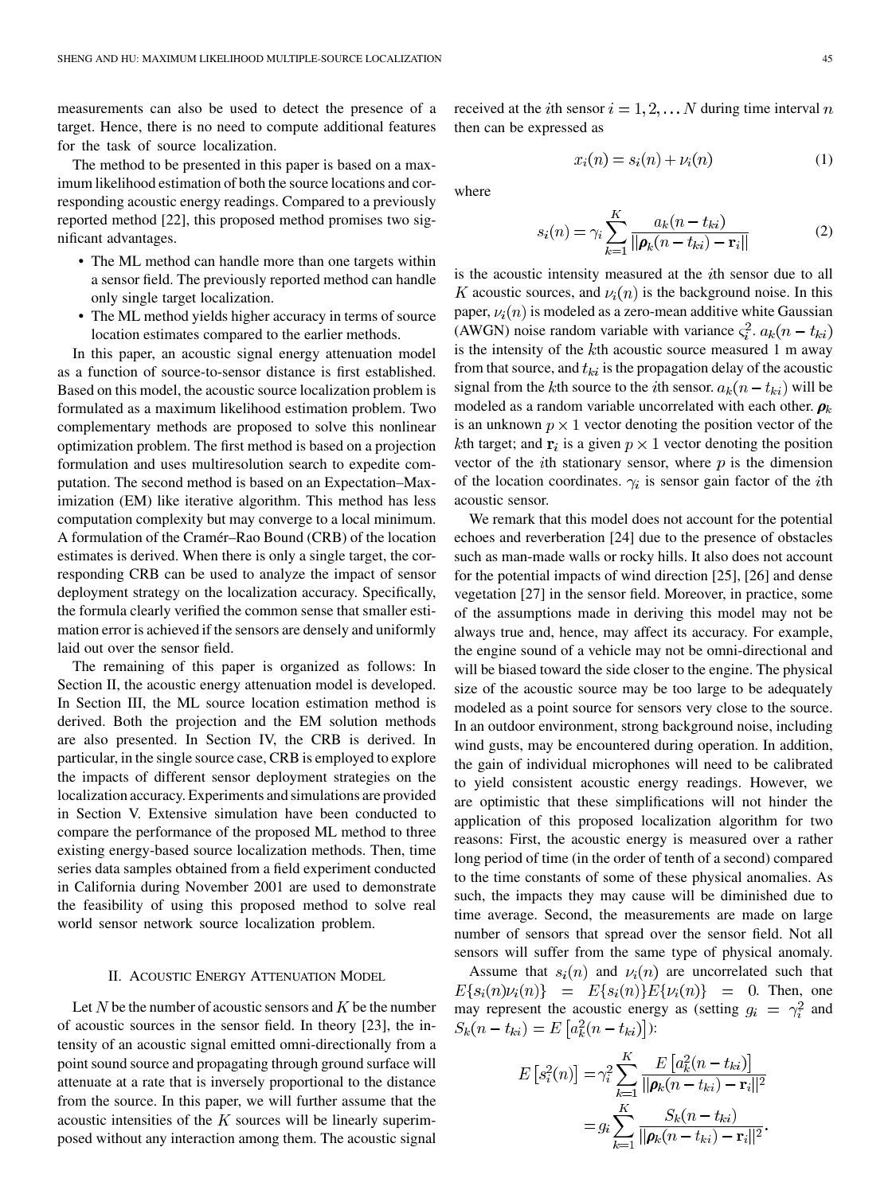measurements can also be used to detect the presence of a target. Hence, there is no need to compute additional features for the task of source localization.

The method to be presented in this paper is based on a maximum likelihood estimation of both the source locations and corresponding acoustic energy readings. Compared to a previously reported method [22], this proposed method promises two significant advantages.

- The ML method can handle more than one targets within a sensor field. The previously reported method can handle only single target localization.
- The ML method yields higher accuracy in terms of source location estimates compared to the earlier methods.

In this paper, an acoustic signal energy attenuation model as a function of source-to-sensor distance is first established. Based on this model, the acoustic source localization problem is formulated as a maximum likelihood estimation problem. Two complementary methods are proposed to solve this nonlinear optimization problem. The first method is based on a projection formulation and uses multiresolution search to expedite computation. The second method is based on an Expectation–Maximization (EM) like iterative algorithm. This method has less computation complexity but may converge to a local minimum. A formulation of the Cramér–Rao Bound (CRB) of the location estimates is derived. When there is only a single target, the corresponding CRB can be used to analyze the impact of sensor deployment strategy on the localization accuracy. Specifically, the formula clearly verified the common sense that smaller estimation error is achieved if the sensors are densely and uniformly laid out over the sensor field.

The remaining of this paper is organized as follows: In Section II, the acoustic energy attenuation model is developed. In Section III, the ML source location estimation method is derived. Both the projection and the EM solution methods are also presented. In Section IV, the CRB is derived. In particular, in the single source case, CRB is employed to explore the impacts of different sensor deployment strategies on the localization accuracy. Experiments and simulations are provided in Section V. Extensive simulation have been conducted to compare the performance of the proposed ML method to three existing energy-based source localization methods. Then, time series data samples obtained from a field experiment conducted in California during November 2001 are used to demonstrate the feasibility of using this proposed method to solve real world sensor network source localization problem.

## II. Acoustic Energy Attenuation Model

Let $N$ be the number of acoustic sensors and $K$ be the number of acoustic sources in the sensor field. In theory [23], the intensity of an acoustic signal emitted omni-directionally from a point sound source and propagating through ground surface will attenuate at a rate that is inversely proportional to the distance from the source. In this paper, we will further assume that the acoustic intensities of the $K$ sources will be linearly superimposed without any interaction among them. The acoustic signal received at the $i$th sensor $i = 1, 2, \ldots N$ during time interval $n$ then can be expressed as

$$x_i(n) = s_i(n) + \nu_i(n) \tag{1}$$

where

$$s_i(n) = \gamma_i \sum_{k=1}^{K} \frac{a_k(n - t_{ki})}{\|\boldsymbol{\rho}_k(n - t_{ki}) - \mathbf{r}_i\|} \tag{2}$$

is the acoustic intensity measured at the $i$th sensor due to all $K$ acoustic sources, and $\nu_i(n)$ is the background noise. In this paper, $\nu_i(n)$ is modeled as a zero-mean additive white Gaussian (AWGN) noise random variable with variance $\varsigma_i^2$. $a_k(n - t_{ki})$ is the intensity of the $k$th acoustic source measured 1 m away from that source, and $t_{ki}$ is the propagation delay of the acoustic signal from the $k$th source to the $i$th sensor. $a_k(n - t_{ki})$ will be modeled as a random variable uncorrelated with each other. $\boldsymbol{\rho}_k$ is an unknown $p \times 1$ vector denoting the position vector of the $k$th target; and $\mathbf{r}_i$ is a given $p \times 1$ vector denoting the position vector of the $i$th stationary sensor, where $p$ is the dimension of the location coordinates. $\gamma_i$ is sensor gain factor of the $i$th acoustic sensor.

We remark that this model does not account for the potential echoes and reverberation [24] due to the presence of obstacles such as man-made walls or rocky hills. It also does not account for the potential impacts of wind direction [25], [26] and dense vegetation [27] in the sensor field. Moreover, in practice, some of the assumptions made in deriving this model may not be always true and, hence, may affect its accuracy. For example, the engine sound of a vehicle may not be omni-directional and will be biased toward the side closer to the engine. The physical size of the acoustic source may be too large to be adequately modeled as a point source for sensors very close to the source. In an outdoor environment, strong background noise, including wind gusts, may be encountered during operation. In addition, the gain of individual microphones will need to be calibrated to yield consistent acoustic energy readings. However, we are optimistic that these simplifications will not hinder the application of this proposed localization algorithm for two reasons: First, the acoustic energy is measured over a rather long period of time (in the order of tenth of a second) compared to the time constants of some of these physical anomalies. As such, the impacts they may cause will be diminished due to time average. Second, the measurements are made on large number of sensors that spread over the sensor field. Not all sensors will suffer from the same type of physical anomaly.

Assume that $s_i(n)$ and $\nu_i(n)$ are uncorrelated such that $E\{s_i(n)\nu_i(n)\} = E\{s_i(n)\}E\{\nu_i(n)\} = 0$. Then, one may represent the acoustic energy as (setting $g_i = \gamma_i^2$ and $S_k(n - t_{ki}) = E\left[a_k^2(n - t_{ki})\right]$):

$$\begin{aligned} E\left[s_i^2(n)\right] &= \gamma_i^2 \sum_{k=1}^{K} \frac{E\left[a_k^2(n - t_{ki})\right]}{\|\boldsymbol{\rho}_k(n - t_{ki}) - \mathbf{r}_i\|^2} \\ &= g_i \sum_{k=1}^{K} \frac{S_k(n - t_{ki})}{\|\boldsymbol{\rho}_k(n - t_{ki}) - \mathbf{r}_i\|^2}. \end{aligned}$$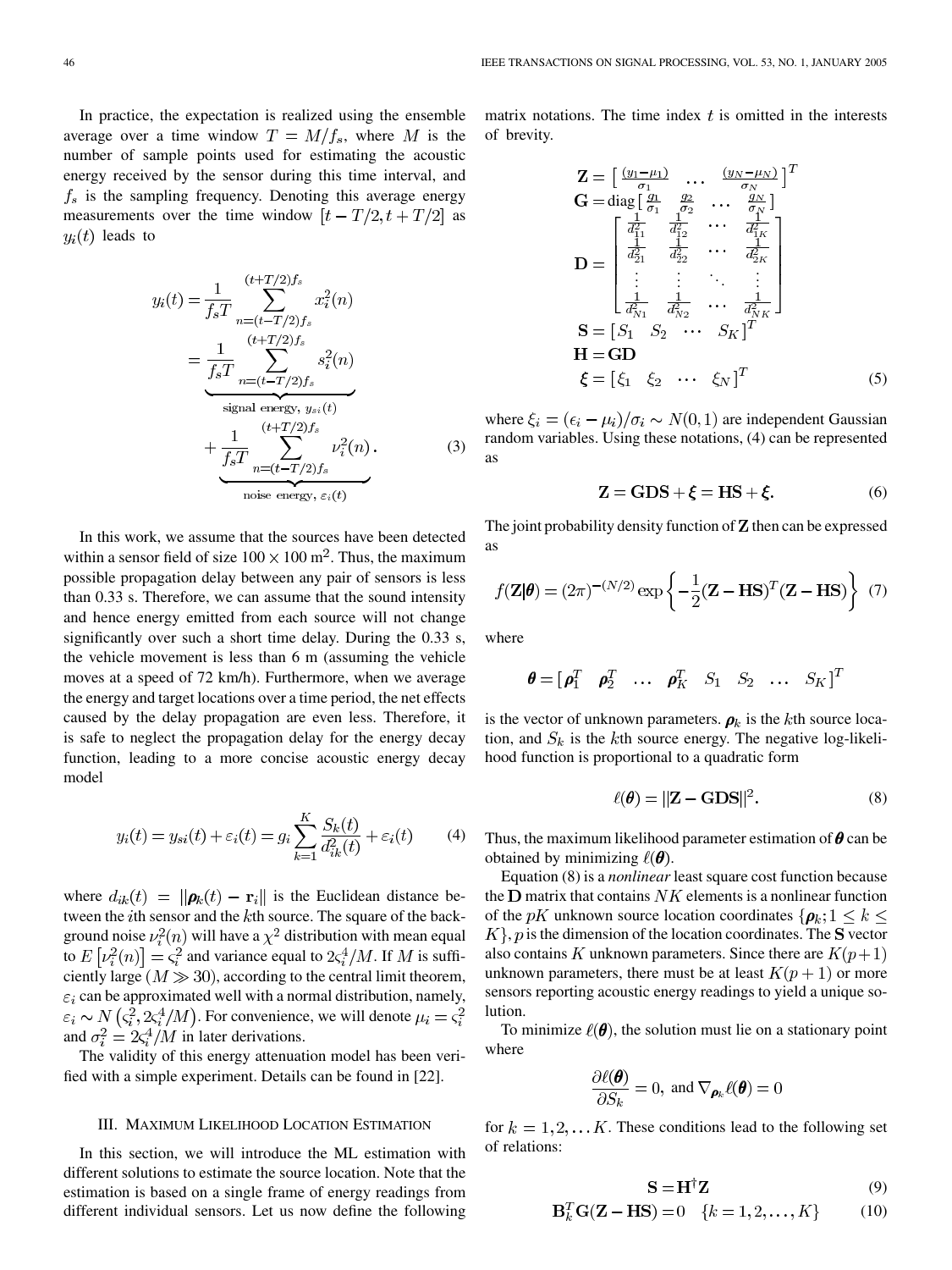In practice, the expectation is realized using the ensemble average over a time window $T = M/f_s$, where $M$ is the number of sample points used for estimating the acoustic energy received by the sensor during this time interval, and $f_s$ is the sampling frequency. Denoting this average energy measurements over the time window $[t - T/2, t + T/2]$ as $y_i(t)$ leads to

$$
\begin{aligned}
y_i(t) &= \frac{1}{f_s T} \sum_{n=(t-T/2)f_s}^{(t+T/2)f_s} x_i^2(n) \\
&= \underbrace{\frac{1}{f_s T} \sum_{n=(t-T/2)f_s}^{(t+T/2)f_s} s_i^2(n)}_{\text{signal energy, } y_{si}(t)} \\
&\quad + \underbrace{\frac{1}{f_s T} \sum_{n=(t-T/2)f_s}^{(t+T/2)f_s} \nu_i^2(n)}_{\text{noise energy, } \varepsilon_i(t)}. \qquad (3)
\end{aligned}
$$

In this work, we assume that the sources have been detected within a sensor field of size $100 \times 100 \text{ m}^2$. Thus, the maximum possible propagation delay between any pair of sensors is less than 0.33 s. Therefore, we can assume that the sound intensity and hence energy emitted from each source will not change significantly over such a short time delay. During the 0.33 s, the vehicle movement is less than 6 m (assuming the vehicle moves at a speed of 72 km/h). Furthermore, when we average the energy and target locations over a time period, the net effects caused by the delay propagation are even less. Therefore, it is safe to neglect the propagation delay for the energy decay function, leading to a more concise acoustic energy decay model

$$
y_i(t) = y_{si}(t) + \varepsilon_i(t) = g_i \sum_{k=1}^{K} \frac{S_k(t)}{d_{ik}^2(t)} + \varepsilon_i(t) \qquad (4)
$$

where $d_{ik}(t) = \|\boldsymbol{\rho}_k(t) - \mathbf{r}_i\|$ is the Euclidean distance between the $i$th sensor and the $k$th source. The square of the background noise $\nu_i^2(n)$ will have a $\chi^2$ distribution with mean equal to $E[\nu_i^2(n)] = \varsigma_i^2$ and variance equal to $2\varsigma_i^4/M$. If $M$ is sufficiently large ($M \gg 30$), according to the central limit theorem, $\varepsilon_i$ can be approximated well with a normal distribution, namely, $\varepsilon_i \sim N(\varsigma_i^2, 2\varsigma_i^4/M)$. For convenience, we will denote $\mu_i = \varsigma_i^2$ and $\sigma_i^2 = 2\varsigma_i^4/M$ in later derivations.

The validity of this energy attenuation model has been verified with a simple experiment. Details can be found in [22].

## III. Maximum Likelihood Location Estimation

In this section, we will introduce the ML estimation with different solutions to estimate the source location. Note that the estimation is based on a single frame of energy readings from different individual sensors. Let us now define the following matrix notations. The time index $t$ is omitted in the interests of brevity.

$$
\begin{aligned}
\mathbf{Z} &= \left[ \frac{(y_1 - \mu_1)}{\sigma_1} \quad \cdots \quad \frac{(y_N - \mu_N)}{\sigma_N} \right]^T \\
\mathbf{G} &= \operatorname{diag}\left[ \frac{g_1}{\sigma_1} \quad \frac{g_2}{\sigma_2} \quad \cdots \quad \frac{g_N}{\sigma_N} \right] \\
\mathbf{D} &= \begin{bmatrix} \frac{1}{d_{11}^2} & \frac{1}{d_{12}^2} & \cdots & \frac{1}{d_{1K}^2} \\ \frac{1}{d_{21}^2} & \frac{1}{d_{22}^2} & \cdots & \frac{1}{d_{2K}^2} \\ \vdots & \vdots & \ddots & \vdots \\ \frac{1}{d_{N1}^2} & \frac{1}{d_{N2}^2} & \cdots & \frac{1}{d_{NK}^2} \end{bmatrix} \\
\mathbf{S} &= [S_1 \quad S_2 \quad \cdots \quad S_K]^T \\
\mathbf{H} &= \mathbf{GD} \\
\boldsymbol{\xi} &= [\xi_1 \quad \xi_2 \quad \cdots \quad \xi_N]^T
\end{aligned} \qquad (5)
$$

where $\xi_i = (\epsilon_i - \mu_i)/\sigma_i \sim N(0, 1)$ are independent Gaussian random variables. Using these notations, (4) can be represented as

$$
\mathbf{Z} = \mathbf{GDS} + \boldsymbol{\xi} = \mathbf{HS} + \boldsymbol{\xi}. \qquad (6)
$$

The joint probability density function of $\mathbf{Z}$ then can be expressed as

$$
f(\mathbf{Z}|\boldsymbol{\theta}) = (2\pi)^{-(N/2)} \exp\left\{ -\frac{1}{2}(\mathbf{Z} - \mathbf{HS})^T(\mathbf{Z} - \mathbf{HS}) \right\} \qquad (7)
$$

where

$$
\boldsymbol{\theta} = [\boldsymbol{\rho}_1^T \quad \boldsymbol{\rho}_2^T \quad \ldots \quad \boldsymbol{\rho}_K^T \quad S_1 \quad S_2 \quad \ldots \quad S_K]^T
$$

is the vector of unknown parameters. $\boldsymbol{\rho}_k$ is the $k$th source location, and $S_k$ is the $k$th source energy. The negative log-likelihood function is proportional to a quadratic form

$$
\ell(\boldsymbol{\theta}) = \|\mathbf{Z} - \mathbf{GDS}\|^2. \qquad (8)
$$

Thus, the maximum likelihood parameter estimation of $\boldsymbol{\theta}$ can be obtained by minimizing $\ell(\boldsymbol{\theta})$.

Equation (8) is a *nonlinear* least square cost function because the $\mathbf{D}$ matrix that contains $NK$ elements is a nonlinear function of the $pK$ unknown source location coordinates $\{\boldsymbol{\rho}_k; 1 \le k \le K\}$, $p$ is the dimension of the location coordinates. The $\mathbf{S}$ vector also contains $K$ unknown parameters. Since there are $K(p+1)$ unknown parameters, there must be at least $K(p+1)$ or more sensors reporting acoustic energy readings to yield a unique solution.

To minimize $\ell(\boldsymbol{\theta})$, the solution must lie on a stationary point where

$$
\frac{\partial \ell(\boldsymbol{\theta})}{\partial S_k} = 0, \text{ and } \nabla_{\boldsymbol{\rho}_k} \ell(\boldsymbol{\theta}) = 0
$$

for $k = 1, 2, \ldots K$. These conditions lead to the following set of relations:

$$
\mathbf{S} = \mathbf{H}^{\dagger}\mathbf{Z} \qquad (9)
$$

$$
\mathbf{B}_k^T \mathbf{G}(\mathbf{Z} - \mathbf{HS}) = 0 \quad \{k = 1, 2, \ldots, K\} \qquad (10)
$$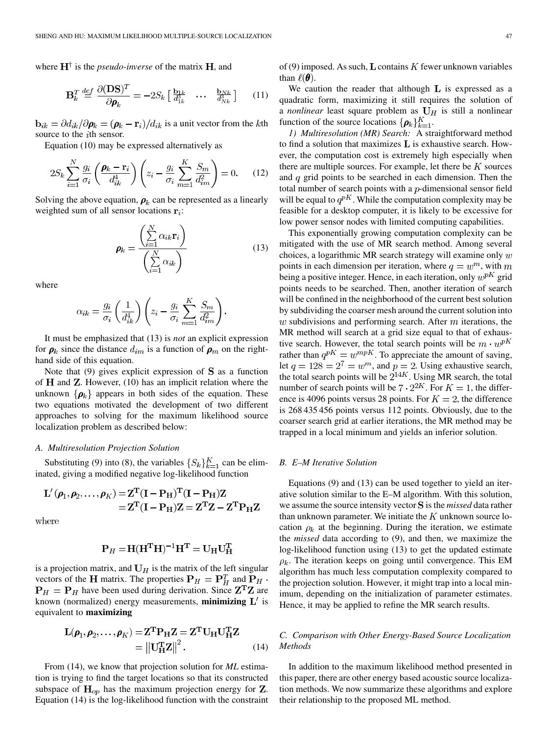where $\mathbf{H}^{\dagger}$ is the *pseudo-inverse* of the matrix $\mathbf{H}$, and

$$\mathbf{B}_k^T \stackrel{def}{=} \frac{\partial(\mathbf{DS})^T}{\partial \boldsymbol{\rho}_k} = -2S_k \begin{bmatrix} \frac{\mathbf{b}_{1k}}{d_{1k}^3} & \cdots & \frac{\mathbf{b}_{Nk}}{d_{Nk}^3} \end{bmatrix} \tag{11}$$

$\mathbf{b}_{ik} = \partial d_{ik}/\partial \boldsymbol{\rho}_k = (\boldsymbol{\rho}_k - \mathbf{r}_i)/d_{ik}$ is a unit vector from the $k$th source to the $i$th sensor.

Equation (10) may be expressed alternatively as

$$2S_k \sum_{i=1}^{N} \frac{g_i}{\sigma_i} \left( \frac{\boldsymbol{\rho}_k - \mathbf{r}_i}{d_{ik}^4} \right) \left( z_i - \frac{g_i}{\sigma_i} \sum_{m=1}^{K} \frac{S_m}{d_{im}^2} \right) = 0. \tag{12}$$

Solving the above equation, $\boldsymbol{\rho}_k$ can be represented as a linearly weighted sum of all sensor locations $\mathbf{r}_i$:

$$\boldsymbol{\rho}_k = \frac{\left( \sum_{i=1}^{N} \alpha_{ik} \mathbf{r}_i \right)}{\left( \sum_{i=1}^{N} \alpha_{ik} \right)} \tag{13}$$

where

$$\alpha_{ik} = \frac{g_i}{\sigma_i} \left( \frac{1}{d_{ik}^4} \right) \left( z_i - \frac{g_i}{\sigma_i} \sum_{m=1}^{K} \frac{S_m}{d_{im}^2} \right).$$

It must be emphasized that (13) is *not* an explicit expression for $\boldsymbol{\rho}_k$ since the distance $d_{im}$ is a function of $\boldsymbol{\rho}_m$ on the right-hand side of this equation.

Note that (9) gives explicit expression of $\mathbf{S}$ as a function of $\mathbf{H}$ and $\mathbf{Z}$. However, (10) has an implicit relation where the unknown $\{\boldsymbol{\rho}_k\}$ appears in both sides of the equation. These two equations motivated the development of two different approaches to solving for the maximum likelihood source localization problem as described below:

### A. Multiresolution Projection Solution

Substituting (9) into (8), the variables $\{S_k\}_{k=1}^K$ can be eliminated, giving a modified negative log-likelihood function

$$\begin{aligned} \mathbf{L}'(\boldsymbol{\rho}_1, \boldsymbol{\rho}_2, \ldots, \boldsymbol{\rho}_K) &= \mathbf{Z}^{\mathbf{T}}(\mathbf{I} - \mathbf{P_H})^{\mathbf{T}}(\mathbf{I} - \mathbf{P_H})\mathbf{Z} \\ &= \mathbf{Z}^{\mathbf{T}}(\mathbf{I} - \mathbf{P_H})\mathbf{Z} = \mathbf{Z}^{\mathbf{T}}\mathbf{Z} - \mathbf{Z}^{\mathbf{T}}\mathbf{P_H}\mathbf{Z} \end{aligned}$$

where

$$\mathbf{P}_H = \mathbf{H}(\mathbf{H}^{\mathbf{T}}\mathbf{H})^{-1}\mathbf{H}^{\mathbf{T}} = \mathbf{U_H}\mathbf{U_H^T}$$

is a projection matrix, and $\mathbf{U}_H$ is the matrix of the left singular vectors of the $\mathbf{H}$ matrix. The properties $\mathbf{P}_H = \mathbf{P}_H^T$ and $\mathbf{P}_H \cdot \mathbf{P}_H = \mathbf{P}_H$ have been used during derivation. Since $\mathbf{Z^T Z}$ are known (normalized) energy measurements, **minimizing** $\mathbf{L}'$ is equivalent to **maximizing**

$$\begin{aligned} \mathbf{L}(\boldsymbol{\rho}_1, \boldsymbol{\rho}_2, \ldots, \boldsymbol{\rho}_K) &= \mathbf{Z^T P_H Z} = \mathbf{Z^T U_H U_H^T Z} \\ &= \left\| \mathbf{U_H^T Z} \right\|^2. \end{aligned} \tag{14}$$

From (14), we know that projection solution for *ML* estimation is trying to find the target locations so that its constructed subspace of $\mathbf{H}_{op}$ has the maximum projection energy for $\mathbf{Z}$. Equation (14) is the log-likelihood function with the constraint of (9) imposed. As such, $\mathbf{L}$ contains $K$ fewer unknown variables than $\ell(\boldsymbol{\theta})$.

We caution the reader that although $\mathbf{L}$ is expressed as a quadratic form, maximizing it still requires the solution of a *nonlinear* least square problem as $\mathbf{U}_H$ is still a nonlinear function of the source locations $\{\boldsymbol{\rho}_k\}_{k=1}^K$.

*1) Multiresolution (MR) Search:* A straightforward method to find a solution that maximizes $\mathbf{L}$ is exhaustive search. However, the computation cost is extremely high especially when there are multiple sources. For example, let there be $K$ sources and $q$ grid points to be searched in each dimension. Then the total number of search points with a $p$-dimensional sensor field will be equal to $q^{pK}$. While the computation complexity may be feasible for a desktop computer, it is likely to be excessive for low power sensor nodes with limited computing capabilities.

This exponentially growing computation complexity can be mitigated with the use of MR search method. Among several choices, a logarithmic MR search strategy will examine only $w$ points in each dimension per iteration, where $q = w^m$, with $m$ being a positive integer. Hence, in each iteration, only $w^{pK}$ grid points needs to be searched. Then, another iteration of search will be confined in the neighborhood of the current best solution by subdividing the coarser mesh around the current solution into $w$ subdivisions and performing search. After $m$ iterations, the MR method will search at a grid size equal to that of exhaustive search. However, the total search points will be $m \cdot w^{pK}$ rather than $q^{pK} = w^{mpK}$. To appreciate the amount of saving, let $q = 128 = 2^7 = w^m$, and $p = 2$. Using exhaustive search, the total search points will be $2^{14K}$. Using MR search, the total number of search points will be $7 \cdot 2^{2K}$. For $K = 1$, the difference is 4096 points versus 28 points. For $K = 2$, the difference is 268 435 456 points versus 112 points. Obviously, due to the coarser search grid at earlier iterations, the MR method may be trapped in a local minimum and yields an inferior solution.

### B. E–M Iterative Solution

Equations (9) and (13) can be used together to yield an iterative solution similar to the E–M algorithm. With this solution, we assume the source intensity vector $\mathbf{S}$ is the *missed* data rather than unknown parameter. We initiate the $K$ unknown source location $\rho_k$ at the beginning. During the iteration, we estimate the *missed* data according to (9), and then, we maximize the log-likelihood function using (13) to get the updated estimate $\rho_k$. The iteration keeps on going until convergence. This EM algorithm has much less computation complexity compared to the projection solution. However, it might trap into a local minimum, depending on the initialization of parameter estimates. Hence, it may be applied to refine the MR search results.

### C. Comparison with Other Energy-Based Source Localization Methods

In addition to the maximum likelihood method presented in this paper, there are other energy based acoustic source localization methods. We now summarize these algorithms and explore their relationship to the proposed ML method.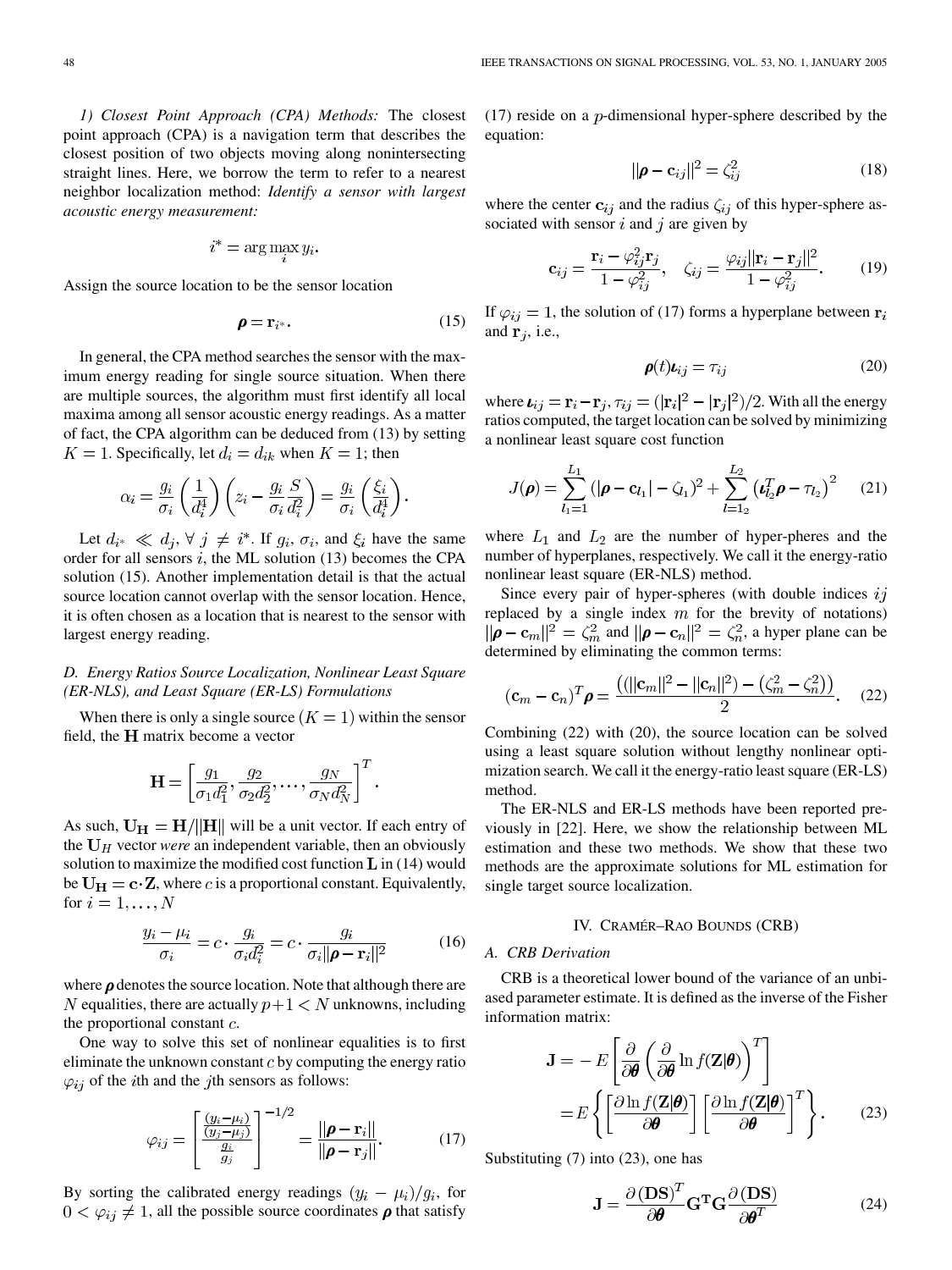*1) Closest Point Approach (CPA) Methods:* The closest point approach (CPA) is a navigation term that describes the closest position of two objects moving along nonintersecting straight lines. Here, we borrow the term to refer to a nearest neighbor localization method: *Identify a sensor with largest acoustic energy measurement:*

$$i^* = \arg\max_i y_i.$$

Assign the source location to be the sensor location

$$\boldsymbol{\rho} = \mathbf{r}_{i^*}. \tag{15}$$

In general, the CPA method searches the sensor with the maximum energy reading for single source situation. When there are multiple sources, the algorithm must first identify all local maxima among all sensor acoustic energy readings. As a matter of fact, the CPA algorithm can be deduced from (13) by setting $K = 1$. Specifically, let $d_i = d_{ik}$ when $K = 1$; then

$$\alpha_i = \frac{g_i}{\sigma_i}\left(\frac{1}{d_i^4}\right)\left(z_i - \frac{g_i}{\sigma_i}\frac{S}{d_i^2}\right) = \frac{g_i}{\sigma_i}\left(\frac{\xi_i}{d_i^4}\right).$$

Let $d_{i^*} \ll d_j, \forall\, j \neq i^*$. If $g_i$, $\sigma_i$, and $\xi_i$ have the same order for all sensors $i$, the ML solution (13) becomes the CPA solution (15). Another implementation detail is that the actual source location cannot overlap with the sensor location. Hence, it is often chosen as a location that is nearest to the sensor with largest energy reading.

## D. Energy Ratios Source Localization, Nonlinear Least Square (ER-NLS), and Least Square (ER-LS) Formulations

When there is only a single source $(K = 1)$ within the sensor field, the $\mathbf{H}$ matrix become a vector

$$\mathbf{H} = \left[\frac{g_1}{\sigma_1 d_1^2}, \frac{g_2}{\sigma_2 d_2^2}, \ldots, \frac{g_N}{\sigma_N d_N^2}\right]^T.$$

As such, $\mathbf{U_H} = \mathbf{H}/||\mathbf{H}||$ will be a unit vector. If each entry of the $\mathbf{U}_H$ vector *were* an independent variable, then an obviously solution to maximize the modified cost function $\mathbf{L}$ in (14) would be $\mathbf{U_H} = \mathbf{c}\cdot\mathbf{Z}$, where $c$ is a proportional constant. Equivalently, for $i = 1, \ldots, N$

$$\frac{y_i - \mu_i}{\sigma_i} = c \cdot \frac{g_i}{\sigma_i d_i^2} = c \cdot \frac{g_i}{\sigma_i ||\boldsymbol{\rho} - \mathbf{r}_i||^2} \tag{16}$$

where $\boldsymbol{\rho}$ denotes the source location. Note that although there are $N$ equalities, there are actually $p + 1 < N$ unknowns, including the proportional constant $c$.

One way to solve this set of nonlinear equalities is to first eliminate the unknown constant $c$ by computing the energy ratio $\varphi_{ij}$ of the $i$th and the $j$th sensors as follows:

$$\varphi_{ij} = \left[\frac{\frac{(y_i - \mu_i)}{(y_j - \mu_j)}}{\frac{g_i}{g_j}}\right]^{-1/2} = \frac{||\boldsymbol{\rho} - \mathbf{r}_i||}{||\boldsymbol{\rho} - \mathbf{r}_j||}. \tag{17}$$

By sorting the calibrated energy readings $(y_i - \mu_i)/g_i$, for $0 < \varphi_{ij} \neq 1$, all the possible source coordinates $\boldsymbol{\rho}$ that satisfy (17) reside on a $p$-dimensional hyper-sphere described by the equation:

$$||\boldsymbol{\rho} - \mathbf{c}_{ij}||^2 = \zeta_{ij}^2 \tag{18}$$

where the center $\mathbf{c}_{ij}$ and the radius $\zeta_{ij}$ of this hyper-sphere associated with sensor $i$ and $j$ are given by

$$\mathbf{c}_{ij} = \frac{\mathbf{r}_i - \varphi_{ij}^2 \mathbf{r}_j}{1 - \varphi_{ij}^2}, \quad \zeta_{ij} = \frac{\varphi_{ij}||\mathbf{r}_i - \mathbf{r}_j||^2}{1 - \varphi_{ij}^2}. \tag{19}$$

If $\varphi_{ij} = 1$, the solution of (17) forms a hyperplane between $\mathbf{r}_i$ and $\mathbf{r}_j$, i.e.,

$$\boldsymbol{\rho}(t)\boldsymbol{\iota}_{ij} = \tau_{ij} \tag{20}$$

where $\boldsymbol{\iota}_{ij} = \mathbf{r}_i - \mathbf{r}_j, \tau_{ij} = (|\mathbf{r}_i|^2 - |\mathbf{r}_j|^2)/2$. With all the energy ratios computed, the target location can be solved by minimizing a nonlinear least square cost function

$$J(\boldsymbol{\rho}) = \sum_{l_1=1}^{L_1}(|\boldsymbol{\rho} - \mathbf{c}_{l_1}| - \zeta_{l_1})^2 + \sum_{l=1_2}^{L_2}\left(\boldsymbol{\iota}_{l_2}^T\boldsymbol{\rho} - \tau_{l_2}\right)^2 \tag{21}$$

where $L_1$ and $L_2$ are the number of hyper-pheres and the number of hyperplanes, respectively. We call it the energy-ratio nonlinear least square (ER-NLS) method.

Since every pair of hyper-spheres (with double indices $ij$ replaced by a single index $m$ for the brevity of notations) $||\boldsymbol{\rho} - \mathbf{c}_m||^2 = \zeta_m^2$ and $||\boldsymbol{\rho} - \mathbf{c}_n||^2 = \zeta_n^2$, a hyper plane can be determined by eliminating the common terms:

$$(\mathbf{c}_m - \mathbf{c}_n)^T\boldsymbol{\rho} = \frac{\left((||\mathbf{c}_m||^2 - ||\mathbf{c}_n||^2) - (\zeta_m^2 - \zeta_n^2)\right)}{2}. \tag{22}$$

Combining (22) with (20), the source location can be solved using a least square solution without lengthy nonlinear optimization search. We call it the energy-ratio least square (ER-LS) method.

The ER-NLS and ER-LS methods have been reported previously in [22]. Here, we show the relationship between ML estimation and these two methods. We show that these two methods are the approximate solutions for ML estimation for single target source localization.

# IV. CRAMÉR–RAO BOUNDS (CRB)

## A. CRB Derivation

CRB is a theoretical lower bound of the variance of an unbiased parameter estimate. It is defined as the inverse of the Fisher information matrix:

$$\begin{aligned}\mathbf{J} &= -E\left[\frac{\partial}{\partial\boldsymbol{\theta}}\left(\frac{\partial}{\partial\boldsymbol{\theta}}\ln f(\mathbf{Z}|\boldsymbol{\theta})\right)^T\right] \\ &= E\left\{\left[\frac{\partial \ln f(\mathbf{Z}|\boldsymbol{\theta})}{\partial\boldsymbol{\theta}}\right]\left[\frac{\partial \ln f(\mathbf{Z}|\boldsymbol{\theta})}{\partial\boldsymbol{\theta}}\right]^T\right\}.\end{aligned} \tag{23}$$

Substituting (7) into (23), one has

$$\mathbf{J} = \frac{\partial(\mathbf{DS})^T}{\partial\boldsymbol{\theta}}\mathbf{G^T}\mathbf{G}\frac{\partial(\mathbf{DS})}{\partial\boldsymbol{\theta}^T} \tag{24}$$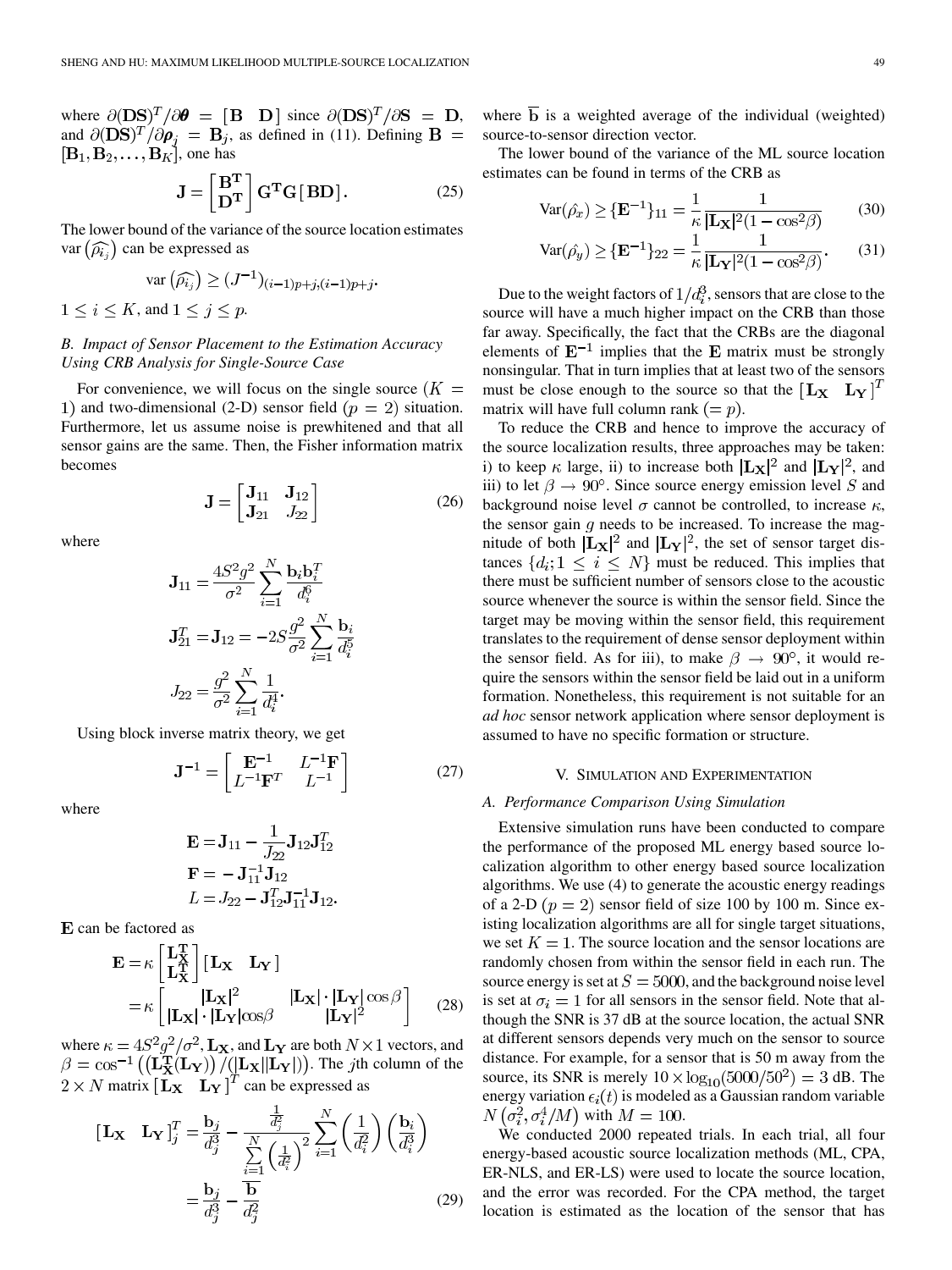where $\partial(\mathbf{DS})^T/\partial\boldsymbol{\theta} = [\mathbf{B} \quad \mathbf{D}]$ since $\partial(\mathbf{DS})^T/\partial\mathbf{S} = \mathbf{D}$, and $\partial(\mathbf{DS})^T/\partial\boldsymbol{\rho}_j = \mathbf{B}_j$, as defined in (11). Defining $\mathbf{B} = [\mathbf{B}_1, \mathbf{B}_2, \ldots, \mathbf{B}_K]$, one has

$$\mathbf{J} = \begin{bmatrix} \mathbf{B^T} \\ \mathbf{D^T} \end{bmatrix} \mathbf{G^T G} [\mathbf{BD}]. \tag{25}$$

The lower bound of the variance of the source location estimates $\text{var}\left(\widehat{\rho_{i_j}}\right)$ can be expressed as

$$\text{var}\left(\widehat{\rho_{i_j}}\right) \geq (J^{-1})_{(i-1)p+j,(i-1)p+j}.$$

$1 \leq i \leq K$, and $1 \leq j \leq p$.

### *B. Impact of Sensor Placement to the Estimation Accuracy Using CRB Analysis for Single-Source Case*

For convenience, we will focus on the single source $(K = 1)$ and two-dimensional (2-D) sensor field $(p = 2)$ situation. Furthermore, let us assume noise is prewhitened and that all sensor gains are the same. Then, the Fisher information matrix becomes

$$\mathbf{J} = \begin{bmatrix} \mathbf{J}_{11} & \mathbf{J}_{12} \\ \mathbf{J}_{21} & J_{22} \end{bmatrix} \tag{26}$$

where

$$\mathbf{J}_{11} = \frac{4S^2 g^2}{\sigma^2} \sum_{i=1}^{N} \frac{\mathbf{b}_i \mathbf{b}_i^T}{d_i^6}$$

$$\mathbf{J}_{21}^T = \mathbf{J}_{12} = -2S \frac{g^2}{\sigma^2} \sum_{i=1}^{N} \frac{\mathbf{b}_i}{d_i^5}$$

$$J_{22} = \frac{g^2}{\sigma^2} \sum_{i=1}^{N} \frac{1}{d_i^4}.$$

Using block inverse matrix theory, we get

$$\mathbf{J}^{-1} = \begin{bmatrix} \mathbf{E}^{-1} & L^{-1}\mathbf{F} \\ L^{-1}\mathbf{F}^T & L^{-1} \end{bmatrix} \tag{27}$$

where

$$\mathbf{E} = \mathbf{J}_{11} - \frac{1}{J_{22}} \mathbf{J}_{12} \mathbf{J}_{12}^T$$

$$\mathbf{F} = -\mathbf{J}_{11}^{-1} \mathbf{J}_{12}$$

$$L = J_{22} - \mathbf{J}_{12}^T \mathbf{J}_{11}^{-1} \mathbf{J}_{12}.$$

$\mathbf{E}$ can be factored as

$$\begin{aligned} \mathbf{E} &= \kappa \begin{bmatrix} \mathbf{L_X^T} \\ \mathbf{L_X^T} \end{bmatrix} [\mathbf{L_X} \quad \mathbf{L_Y}] \\ &= \kappa \begin{bmatrix} |\mathbf{L_X}|^2 & |\mathbf{L_X}| \cdot |\mathbf{L_Y}| \cos\beta \\ |\mathbf{L_X}| \cdot |\mathbf{L_Y}| \cos\beta & |\mathbf{L_Y}|^2 \end{bmatrix} \end{aligned} \tag{28}$$

where $\kappa = 4S^2 g^2/\sigma^2$, $\mathbf{L_X}$, and $\mathbf{L_Y}$ are both $N \times 1$ vectors, and $\beta = \cos^{-1}\left(\left(\mathbf{L_X^T}(\mathbf{L_Y})\right)/(|\mathbf{L_X}||\mathbf{L_Y}|)\right)$. The $j$th column of the $2 \times N$ matrix $[\mathbf{L_X} \quad \mathbf{L_Y}]^T$ can be expressed as

$$\begin{aligned} [\mathbf{L_X} \quad \mathbf{L_Y}]_j^T &= \frac{\mathbf{b}_j}{d_j^3} - \frac{\frac{1}{d_j^2}}{\sum_{i=1}^{N}\left(\frac{1}{d_i^2}\right)^2} \sum_{i=1}^{N} \left(\frac{1}{d_i^2}\right)\left(\frac{\mathbf{b}_i}{d_i^3}\right) \\ &= \frac{\mathbf{b}_j}{d_j^3} - \frac{\overline{\mathbf{b}}}{d_j^2} \end{aligned} \tag{29}$$

where $\overline{\mathbf{b}}$ is a weighted average of the individual (weighted) source-to-sensor direction vector.

The lower bound of the variance of the ML source location estimates can be found in terms of the CRB as

$$\text{Var}(\hat{\rho_x}) \geq \{\mathbf{E}^{-1}\}_{11} = \frac{1}{\kappa} \frac{1}{|\mathbf{L_X}|^2 (1 - \cos^2\beta)} \tag{30}$$

$$\text{Var}(\hat{\rho_y}) \geq \{\mathbf{E}^{-1}\}_{22} = \frac{1}{\kappa} \frac{1}{|\mathbf{L_Y}|^2 (1 - \cos^2\beta)}. \tag{31}$$

Due to the weight factors of $1/d_i^3$, sensors that are close to the source will have a much higher impact on the CRB than those far away. Specifically, the fact that the CRBs are the diagonal elements of $\mathbf{E^{-1}}$ implies that the $\mathbf{E}$ matrix must be strongly nonsingular. That in turn implies that at least two of the sensors must be close enough to the source so that the $[\mathbf{L_X} \quad \mathbf{L_Y}]^T$ matrix will have full column rank $(= p)$.

To reduce the CRB and hence to improve the accuracy of the source localization results, three approaches may be taken: i) to keep $\kappa$ large, ii) to increase both $|\mathbf{L_X}|^2$ and $|\mathbf{L_Y}|^2$, and iii) to let $\beta \to 90°$. Since source energy emission level $S$ and background noise level $\sigma$ cannot be controlled, to increase $\kappa$, the sensor gain $g$ needs to be increased. To increase the magnitude of both $|\mathbf{L_X}|^2$ and $|\mathbf{L_Y}|^2$, the set of sensor target distances $\{d_i; 1 \leq i \leq N\}$ must be reduced. This implies that there must be sufficient number of sensors close to the acoustic source whenever the source is within the sensor field. Since the target may be moving within the sensor field, this requirement translates to the requirement of dense sensor deployment within the sensor field. As for iii), to make $\beta \to 90°$, it would require the sensors within the sensor field be laid out in a uniform formation. Nonetheless, this requirement is not suitable for an *ad hoc* sensor network application where sensor deployment is assumed to have no specific formation or structure.

## V. Simulation and Experimentation

### *A. Performance Comparison Using Simulation*

Extensive simulation runs have been conducted to compare the performance of the proposed ML energy based source localization algorithm to other energy based source localization algorithms. We use (4) to generate the acoustic energy readings of a 2-D $(p = 2)$ sensor field of size 100 by 100 m. Since existing localization algorithms are all for single target situations, we set $K = 1$. The source location and the sensor locations are randomly chosen from within the sensor field in each run. The source energy is set at $S = 5000$, and the background noise level is set at $\sigma_i = 1$ for all sensors in the sensor field. Note that although the SNR is 37 dB at the source location, the actual SNR at different sensors depends very much on the sensor to source distance. For example, for a sensor that is 50 m away from the source, its SNR is merely $10 \times \log_{10}(5000/50^2) = 3$ dB. The energy variation $\epsilon_i(t)$ is modeled as a Gaussian random variable $N\left(\sigma_i^2, \sigma_i^4/M\right)$ with $M = 100$.

We conducted 2000 repeated trials. In each trial, all four energy-based acoustic source localization methods (ML, CPA, ER-NLS, and ER-LS) were used to locate the source location, and the error was recorded. For the CPA method, the target location is estimated as the location of the sensor that has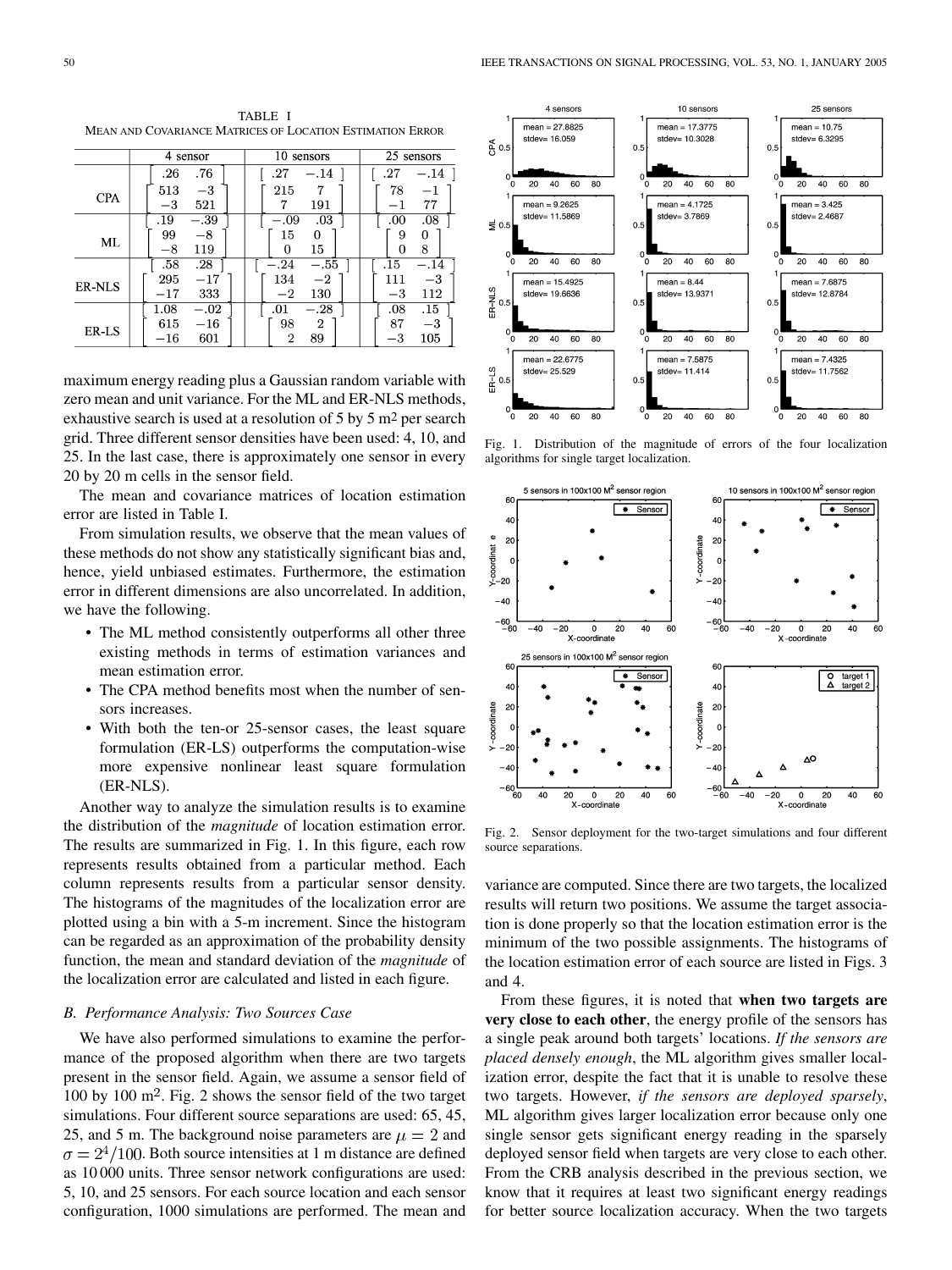TABLE I
MEAN AND COVARIANCE MATRICES OF LOCATION ESTIMATION ERROR

| | 4 sensor | 10 sensors | 25 sensors |
|---|---|---|---|
| CPA | $\begin{bmatrix} .26 & .76 \end{bmatrix}$ $\begin{bmatrix} 513 & -3 \\ -3 & 521 \end{bmatrix}$ | $\begin{bmatrix} .27 & -.14 \end{bmatrix}$ $\begin{bmatrix} 215 & 7 \\ 7 & 191 \end{bmatrix}$ | $\begin{bmatrix} .27 & -.14 \end{bmatrix}$ $\begin{bmatrix} 78 & -1 \\ -1 & 77 \end{bmatrix}$ |
| ML | $\begin{bmatrix} .19 & -.39 \end{bmatrix}$ $\begin{bmatrix} 99 & -8 \\ -8 & 119 \end{bmatrix}$ | $\begin{bmatrix} -.09 & .03 \end{bmatrix}$ $\begin{bmatrix} 15 & 0 \\ 0 & 15 \end{bmatrix}$ | $\begin{bmatrix} .00 & .08 \end{bmatrix}$ $\begin{bmatrix} 9 & 0 \\ 0 & 8 \end{bmatrix}$ |
| ER-NLS | $\begin{bmatrix} .58 & .28 \end{bmatrix}$ $\begin{bmatrix} 295 & -17 \\ -17 & 333 \end{bmatrix}$ | $\begin{bmatrix} -.24 & -.55 \end{bmatrix}$ $\begin{bmatrix} 134 & -2 \\ -2 & 130 \end{bmatrix}$ | $\begin{bmatrix} .15 & -.14 \end{bmatrix}$ $\begin{bmatrix} 111 & -3 \\ -3 & 112 \end{bmatrix}$ |
| ER-LS | $\begin{bmatrix} 1.08 & -.02 \end{bmatrix}$ $\begin{bmatrix} 615 & -16 \\ -16 & 601 \end{bmatrix}$ | $\begin{bmatrix} .01 & -.28 \end{bmatrix}$ $\begin{bmatrix} 98 & 2 \\ 2 & 89 \end{bmatrix}$ | $\begin{bmatrix} .08 & .15 \end{bmatrix}$ $\begin{bmatrix} 87 & -3 \\ -3 & 105 \end{bmatrix}$ |

maximum energy reading plus a Gaussian random variable with zero mean and unit variance. For the ML and ER-NLS methods, exhaustive search is used at a resolution of 5 by 5 m$^2$ per search grid. Three different sensor densities have been used: 4, 10, and 25. In the last case, there is approximately one sensor in every 20 by 20 m cells in the sensor field.

The mean and covariance matrices of location estimation error are listed in Table I.

From simulation results, we observe that the mean values of these methods do not show any statistically significant bias and, hence, yield unbiased estimates. Furthermore, the estimation error in different dimensions are also uncorrelated. In addition, we have the following.

- The ML method consistently outperforms all other three existing methods in terms of estimation variances and mean estimation error.
- The CPA method benefits most when the number of sensors increases.
- With both the ten-or 25-sensor cases, the least square formulation (ER-LS) outperforms the computation-wise more expensive nonlinear least square formulation (ER-NLS).

Another way to analyze the simulation results is to examine the distribution of the *magnitude* of location estimation error. The results are summarized in Fig. 1. In this figure, each row represents results obtained from a particular method. Each column represents results from a particular sensor density. The histograms of the magnitudes of the localization error are plotted using a bin with a 5-m increment. Since the histogram can be regarded as an approximation of the probability density function, the mean and standard deviation of the *magnitude* of the localization error are calculated and listed in each figure.

Fig. 1. Distribution of the magnitude of errors of the four localization algorithms for single target localization.

Fig. 2. Sensor deployment for the two-target simulations and four different source separations.

### B. Performance Analysis: Two Sources Case

We have also performed simulations to examine the performance of the proposed algorithm when there are two targets present in the sensor field. Again, we assume a sensor field of 100 by 100 m$^2$. Fig. 2 shows the sensor field of the two target simulations. Four different source separations are used: 65, 45, 25, and 5 m. The background noise parameters are $\mu = 2$ and $\sigma = 2^4/100$. Both source intensities at 1 m distance are defined as 10 000 units. Three sensor network configurations are used: 5, 10, and 25 sensors. For each source location and each sensor configuration, 1000 simulations are performed. The mean and variance are computed. Since there are two targets, the localized results will return two positions. We assume the target association is done properly so that the location estimation error is the minimum of the two possible assignments. The histograms of the location estimation error of each source are listed in Figs. 3 and 4.

From these figures, it is noted that **when two targets are very close to each other**, the energy profile of the sensors has a single peak around both targets' locations. *If the sensors are placed densely enough*, the ML algorithm gives smaller localization error, despite the fact that it is unable to resolve these two targets. However, *if the sensors are deployed sparsely*, ML algorithm gives larger localization error because only one single sensor gets significant energy reading in the sparsely deployed sensor field when targets are very close to each other. From the CRB analysis described in the previous section, we know that it requires at least two significant energy readings for better source localization accuracy. When the two targets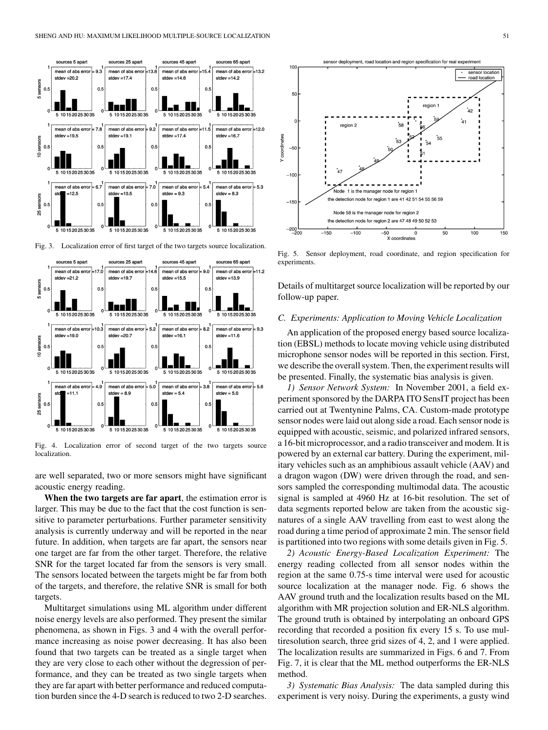Fig. 3. Localization error of first target of the two targets source localization.

Fig. 4. Localization error of second target of the two targets source localization.

are well separated, two or more sensors might have significant acoustic energy reading.

**When the two targets are far apart**, the estimation error is larger. This may be due to the fact that the cost function is sensitive to parameter perturbations. Further parameter sensitivity analysis is currently underway and will be reported in the near future. In addition, when targets are far apart, the sensors near one target are far from the other target. Therefore, the relative SNR for the target located far from the sensors is very small. The sensors located between the targets might be far from both of the targets, and therefore, the relative SNR is small for both targets.

Multitarget simulations using ML algorithm under different noise energy levels are also performed. They present the similar phenomena, as shown in Figs. 3 and 4 with the overall performance increasing as noise power decreasing. It has also been found that two targets can be treated as a single target when they are very close to each other without the degression of performance, and they can be treated as two single targets when they are far apart with better performance and reduced computation burden since the 4-D search is reduced to two 2-D searches. Details of multitarget source localization will be reported by our follow-up paper.

Fig. 5. Sensor deployment, road coordinate, and region specification for experiments.

### C. Experiments: Application to Moving Vehicle Localization

An application of the proposed energy based source localization (EBSL) methods to locate moving vehicle using distributed microphone sensor nodes will be reported in this section. First, we describe the overall system. Then, the experiment results will be presented. Finally, the systematic bias analysis is given.

*1) Sensor Network System:* In November 2001, a field experiment sponsored by the DARPA ITO SensIT project has been carried out at Twentynine Palms, CA. Custom-made prototype sensor nodes were laid out along side a road. Each sensor node is equipped with acoustic, seismic, and polarized infrared sensors, a 16-bit microprocessor, and a radio transceiver and modem. It is powered by an external car battery. During the experiment, military vehicles such as an amphibious assault vehicle (AAV) and a dragon wagon (DW) were driven through the road, and sensors sampled the corresponding multimodal data. The acoustic signal is sampled at 4960 Hz at 16-bit resolution. The set of data segments reported below are taken from the acoustic signatures of a single AAV travelling from east to west along the road during a time period of approximate 2 min. The sensor field is partitioned into two regions with some details given in Fig. 5.

*2) Acoustic Energy-Based Localization Experiment:* The energy reading collected from all sensor nodes within the region at the same 0.75-s time interval were used for acoustic source localization at the manager node. Fig. 6 shows the AAV ground truth and the localization results based on the ML algorithm with MR projection solution and ER-NLS algorithm. The ground truth is obtained by interpolating an onboard GPS recording that recorded a position fix every 15 s. To use multiresolution search, three grid sizes of 4, 2, and 1 were applied. The localization results are summarized in Figs. 6 and 7. From Fig. 7, it is clear that the ML method outperforms the ER-NLS method.

*3) Systematic Bias Analysis:* The data sampled during this experiment is very noisy. During the experiments, a gusty wind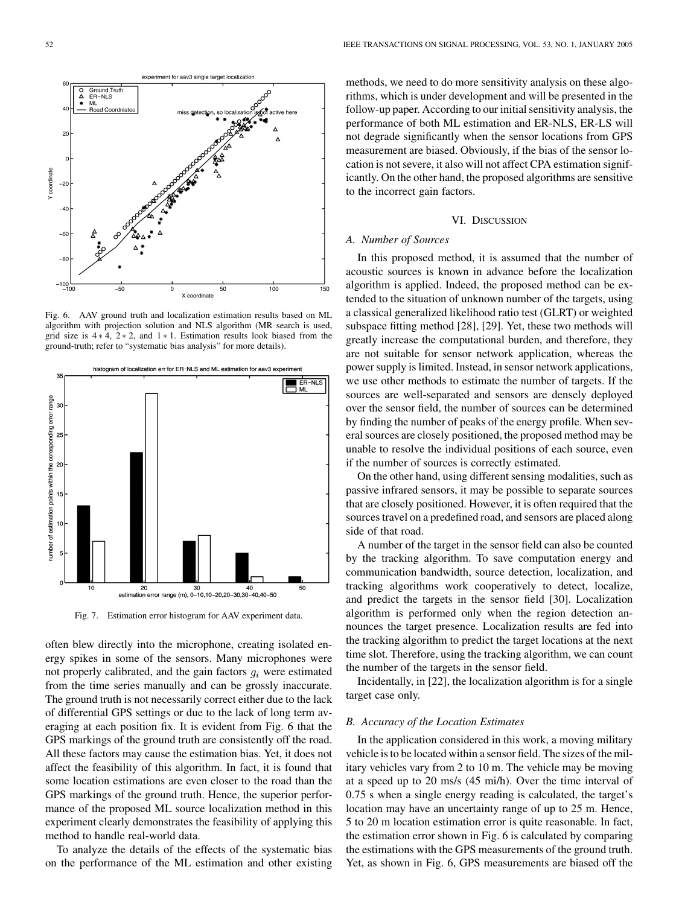Fig. 6. AAV ground truth and localization estimation results based on ML algorithm with projection solution and NLS algorithm (MR search is used, grid size is $4*4$, $2*2$, and $1*1$. Estimation results look biased from the ground-truth; refer to "systematic bias analysis" for more details).

Fig. 7. Estimation error histogram for AAV experiment data.

often blew directly into the microphone, creating isolated energy spikes in some of the sensors. Many microphones were not properly calibrated, and the gain factors $g_i$ were estimated from the time series manually and can be grossly inaccurate. The ground truth is not necessarily correct either due to the lack of differential GPS settings or due to the lack of long term averaging at each position fix. It is evident from Fig. 6 that the GPS markings of the ground truth are consistently off the road. All these factors may cause the estimation bias. Yet, it does not affect the feasibility of this algorithm. In fact, it is found that some location estimations are even closer to the road than the GPS markings of the ground truth. Hence, the superior performance of the proposed ML source localization method in this experiment clearly demonstrates the feasibility of applying this method to handle real-world data.

To analyze the details of the effects of the systematic bias on the performance of the ML estimation and other existing methods, we need to do more sensitivity analysis on these algorithms, which is under development and will be presented in the follow-up paper. According to our initial sensitivity analysis, the performance of both ML estimation and ER-NLS, ER-LS will not degrade significantly when the sensor locations from GPS measurement are biased. Obviously, if the bias of the sensor location is not severe, it also will not affect CPA estimation significantly. On the other hand, the proposed algorithms are sensitive to the incorrect gain factors.

## VI. Discussion

### A. Number of Sources

In this proposed method, it is assumed that the number of acoustic sources is known in advance before the localization algorithm is applied. Indeed, the proposed method can be extended to the situation of unknown number of the targets, using a classical generalized likelihood ratio test (GLRT) or weighted subspace fitting method [28], [29]. Yet, these two methods will greatly increase the computational burden, and therefore, they are not suitable for sensor network application, whereas the power supply is limited. Instead, in sensor network applications, we use other methods to estimate the number of targets. If the sources are well-separated and sensors are densely deployed over the sensor field, the number of sources can be determined by finding the number of peaks of the energy profile. When several sources are closely positioned, the proposed method may be unable to resolve the individual positions of each source, even if the number of sources is correctly estimated.

On the other hand, using different sensing modalities, such as passive infrared sensors, it may be possible to separate sources that are closely positioned. However, it is often required that the sources travel on a predefined road, and sensors are placed along side of that road.

A number of the target in the sensor field can also be counted by the tracking algorithm. To save computation energy and communication bandwidth, source detection, localization, and tracking algorithms work cooperatively to detect, localize, and predict the targets in the sensor field [30]. Localization algorithm is performed only when the region detection announces the target presence. Localization results are fed into the tracking algorithm to predict the target locations at the next time slot. Therefore, using the tracking algorithm, we can count the number of the targets in the sensor field.

Incidentally, in [22], the localization algorithm is for a single target case only.

### B. Accuracy of the Location Estimates

In the application considered in this work, a moving military vehicle is to be located within a sensor field. The sizes of the military vehicles vary from 2 to 10 m. The vehicle may be moving at a speed up to 20 ms/s (45 mi/h). Over the time interval of 0.75 s when a single energy reading is calculated, the target's location may have an uncertainty range of up to 25 m. Hence, 5 to 20 m location estimation error is quite reasonable. In fact, the estimation error shown in Fig. 6 is calculated by comparing the estimations with the GPS measurements of the ground truth. Yet, as shown in Fig. 6, GPS measurements are biased off the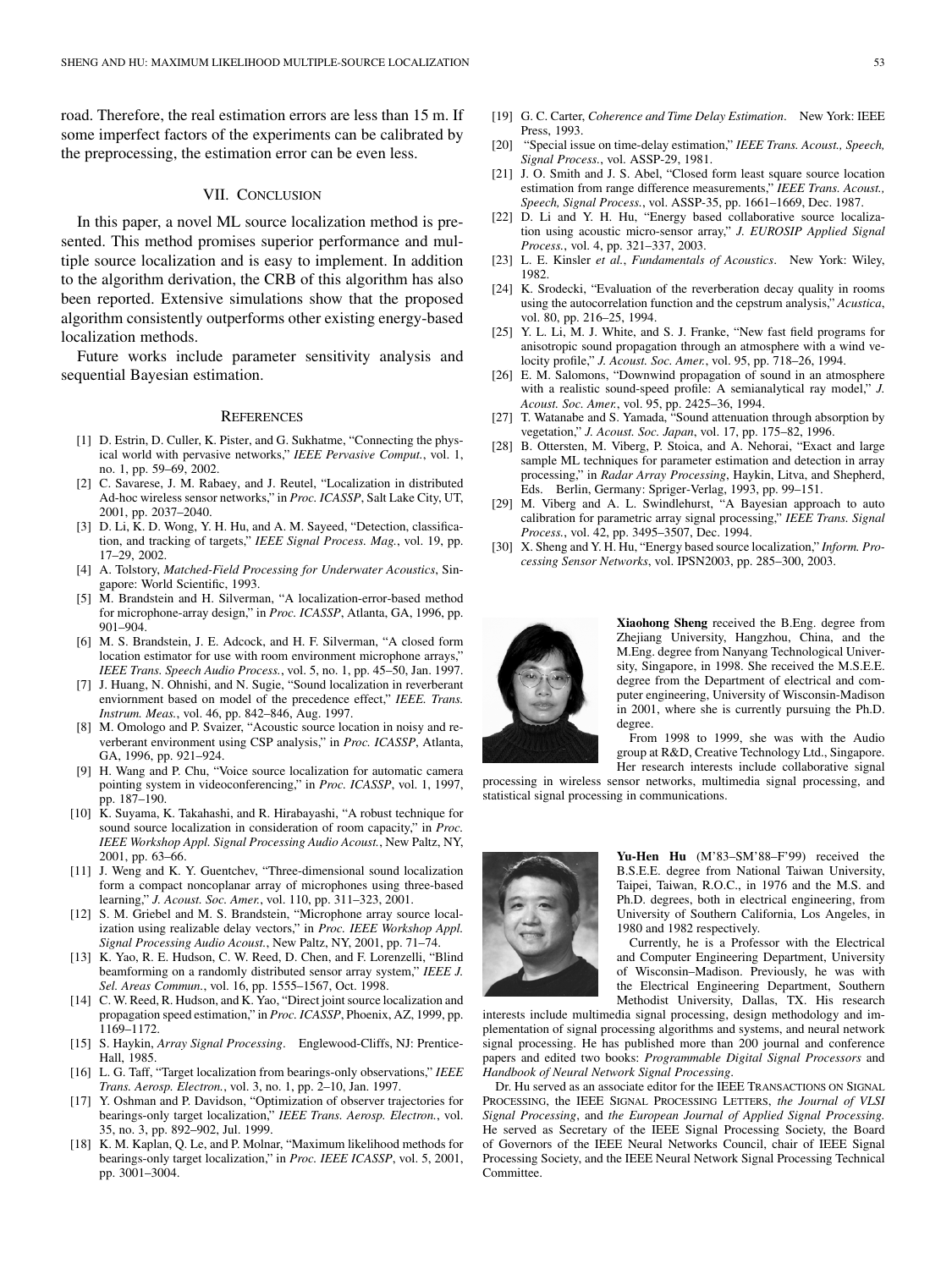road. Therefore, the real estimation errors are less than 15 m. If some imperfect factors of the experiments can be calibrated by the preprocessing, the estimation error can be even less.

## VII. Conclusion

In this paper, a novel ML source localization method is presented. This method promises superior performance and multiple source localization and is easy to implement. In addition to the algorithm derivation, the CRB of this algorithm has also been reported. Extensive simulations show that the proposed algorithm consistently outperforms other existing energy-based localization methods.

Future works include parameter sensitivity analysis and sequential Bayesian estimation.

## References

[1] D. Estrin, D. Culler, K. Pister, and G. Sukhatme, "Connecting the physical world with pervasive networks," *IEEE Pervasive Comput.*, vol. 1, no. 1, pp. 59–69, 2002.

[2] C. Savarese, J. M. Rabaey, and J. Reutel, "Localization in distributed Ad-hoc wireless sensor networks," in *Proc. ICASSP*, Salt Lake City, UT, 2001, pp. 2037–2040.

[3] D. Li, K. D. Wong, Y. H. Hu, and A. M. Sayeed, "Detection, classification, and tracking of targets," *IEEE Signal Process. Mag.*, vol. 19, pp. 17–29, 2002.

[4] A. Tolstory, *Matched-Field Processing for Underwater Acoustics*, Singapore: World Scientific, 1993.

[5] M. Brandstein and H. Silverman, "A localization-error-based method for microphone-array design," in *Proc. ICASSP*, Atlanta, GA, 1996, pp. 901–904.

[6] M. S. Brandstein, J. E. Adcock, and H. F. Silverman, "A closed form location estimator for use with room environment microphone arrays," *IEEE Trans. Speech Audio Process.*, vol. 5, no. 1, pp. 45–50, Jan. 1997.

[7] J. Huang, N. Ohnishi, and N. Sugie, "Sound localization in reverberant enviornment based on model of the precedence effect," *IEEE. Trans. Instrum. Meas.*, vol. 46, pp. 842–846, Aug. 1997.

[8] M. Omologo and P. Svaizer, "Acoustic source location in noisy and reverberant environment using CSP analysis," in *Proc. ICASSP*, Atlanta, GA, 1996, pp. 921–924.

[9] H. Wang and P. Chu, "Voice source localization for automatic camera pointing system in videoconferencing," in *Proc. ICASSP*, vol. 1, 1997, pp. 187–190.

[10] K. Suyama, K. Takahashi, and R. Hirabayashi, "A robust technique for sound source localization in consideration of room capacity," in *Proc. IEEE Workshop Appl. Signal Processing Audio Acoust.*, New Paltz, NY, 2001, pp. 63–66.

[11] J. Weng and K. Y. Guentchev, "Three-dimensional sound localization form a compact noncoplanar array of microphones using three-based learning," *J. Acoust. Soc. Amer.*, vol. 110, pp. 311–323, 2001.

[12] S. M. Griebel and M. S. Brandstein, "Microphone array source localization using realizable delay vectors," in *Proc. IEEE Workshop Appl. Signal Processing Audio Acoust.*, New Paltz, NY, 2001, pp. 71–74.

[13] K. Yao, R. E. Hudson, C. W. Reed, D. Chen, and F. Lorenzelli, "Blind beamforming on a randomly distributed sensor array system," *IEEE J. Sel. Areas Commun.*, vol. 16, pp. 1555–1567, Oct. 1998.

[14] C. W. Reed, R. Hudson, and K. Yao, "Direct joint source localization and propagation speed estimation," in *Proc. ICASSP*, Phoenix, AZ, 1999, pp. 1169–1172.

[15] S. Haykin, *Array Signal Processing*. Englewood-Cliffs, NJ: Prentice-Hall, 1985.

[16] L. G. Taff, "Target localization from bearings-only observations," *IEEE Trans. Aerosp. Electron.*, vol. 3, no. 1, pp. 2–10, Jan. 1997.

[17] Y. Oshman and P. Davidson, "Optimization of observer trajectories for bearings-only target localization," *IEEE Trans. Aerosp. Electron.*, vol. 35, no. 3, pp. 892–902, Jul. 1999.

[18] K. M. Kaplan, Q. Le, and P. Molnar, "Maximum likelihood methods for bearings-only target localization," in *Proc. IEEE ICASSP*, vol. 5, 2001, pp. 3001–3004.

[19] G. C. Carter, *Coherence and Time Delay Estimation*. New York: IEEE Press, 1993.

[20] "Special issue on time-delay estimation," *IEEE Trans. Acoust., Speech, Signal Process.*, vol. ASSP-29, 1981.

[21] J. O. Smith and J. S. Abel, "Closed form least square source location estimation from range difference measurements," *IEEE Trans. Acoust., Speech, Signal Process.*, vol. ASSP-35, pp. 1661–1669, Dec. 1987.

[22] D. Li and Y. H. Hu, "Energy based collaborative source localization using acoustic micro-sensor array," *J. EUROSIP Applied Signal Process.*, vol. 4, pp. 321–337, 2003.

[23] L. E. Kinsler *et al.*, *Fundamentals of Acoustics*. New York: Wiley, 1982.

[24] K. Srodecki, "Evaluation of the reverberation decay quality in rooms using the autocorrelation function and the cepstrum analysis," *Acustica*, vol. 80, pp. 216–25, 1994.

[25] Y. L. Li, M. J. White, and S. J. Franke, "New fast field programs for anisotropic sound propagation through an atmosphere with a wind velocity profile," *J. Acoust. Soc. Amer.*, vol. 95, pp. 718–26, 1994.

[26] E. M. Salomons, "Downwind propagation of sound in an atmosphere with a realistic sound-speed profile: A semianalytical ray model," *J. Acoust. Soc. Amer.*, vol. 95, pp. 2425–36, 1994.

[27] T. Watanabe and S. Yamada, "Sound attenuation through absorption by vegetation," *J. Acoust. Soc. Japan*, vol. 17, pp. 175–82, 1996.

[28] B. Ottersten, M. Viberg, P. Stoica, and A. Nehorai, "Exact and large sample ML techniques for parameter estimation and detection in array processing," in *Radar Array Processing*, Haykin, Litva, and Shepherd, Eds. Berlin, Germany: Spriger-Verlag, 1993, pp. 99–151.

[29] M. Viberg and A. L. Swindlehurst, "A Bayesian approach to auto calibration for parametric array signal processing," *IEEE Trans. Signal Process.*, vol. 42, pp. 3495–3507, Dec. 1994.

[30] X. Sheng and Y. H. Hu, "Energy based source localization," *Inform. Processing Sensor Networks*, vol. IPSN2003, pp. 285–300, 2003.

**Xiaohong Sheng** received the B.Eng. degree from Zhejiang University, Hangzhou, China, and the M.Eng. degree from Nanyang Technological University, Singapore, in 1998. She received the M.S.E.E. degree from the Department of electrical and computer engineering, University of Wisconsin-Madison in 2001, where she is currently pursuing the Ph.D. degree.

From 1998 to 1999, she was with the Audio group at R&D, Creative Technology Ltd., Singapore. Her research interests include collaborative signal processing in wireless sensor networks, multimedia signal processing, and statistical signal processing in communications.

**Yu-Hen Hu** (M'83–SM'88–F'99) received the B.S.E.E. degree from National Taiwan University, Taipei, Taiwan, R.O.C., in 1976 and the M.S. and Ph.D. degrees, both in electrical engineering, from University of Southern California, Los Angeles, in 1980 and 1982 respectively.

Currently, he is a Professor with the Electrical and Computer Engineering Department, University of Wisconsin–Madison. Previously, he was with the Electrical Engineering Department, Southern Methodist University, Dallas, TX. His research interests include multimedia signal processing, design methodology and implementation of signal processing algorithms and systems, and neural network signal processing. He has published more than 200 journal and conference papers and edited two books: *Programmable Digital Signal Processors* and *Handbook of Neural Network Signal Processing*.

Dr. Hu served as an associate editor for the IEEE Transactions on Signal Processing, the IEEE Signal Processing Letters, *the Journal of VLSI Signal Processing*, and *the European Journal of Applied Signal Processing.* He served as Secretary of the IEEE Signal Processing Society, the Board of Governors of the IEEE Neural Networks Council, chair of IEEE Signal Processing Society, and the IEEE Neural Network Signal Processing Technical Committee.